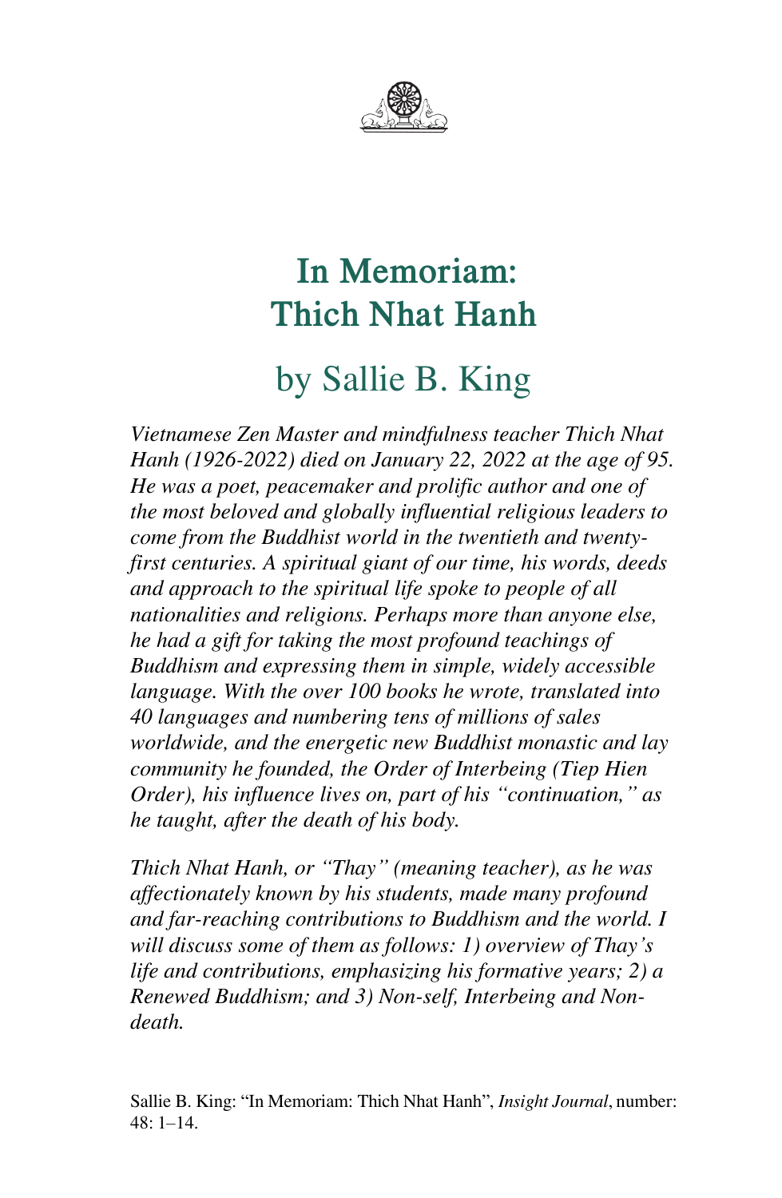# In Memoriam: Thich Nhat Hanh

## by Sallie B. King

*Vietnamese Zen Master and mindfulness teacher Thich Nhat Hanh (1926-2022) died on January 22, 2022 at the age of 95. He was a poet, peacemaker and prolific author and one of the most beloved and globally influential religious leaders to come from the Buddhist world in the twentieth and twenty-first centuries. A spiritual giant of our time, his words, deeds and approach to the spiritual life spoke to people of all nationalities and religions. Perhaps more than anyone else, he had a gift for taking the most profound teachings of Buddhism and expressing them in simple, widely accessible language. With the over 100 books he wrote, translated into 40 languages and numbering tens of millions of sales worldwide, and the energetic new Buddhist monastic and lay community he founded, the Order of Interbeing (Tiep Hien Order), his influence lives on, part of his "continuation," as he taught, after the death of his body.*

*Thich Nhat Hanh, or "Thay" (meaning teacher), as he was affectionately known by his students, made many profound and far-reaching contributions to Buddhism and the world. I will discuss some of them as follows: 1) overview of Thay's life and contributions, emphasizing his formative years; 2) a Renewed Buddhism; and 3) Non-self, Interbeing and Non-death.*

Sallie B. King: "In Memoriam: Thich Nhat Hanh", *Insight Journal*, number: 48: 1–14.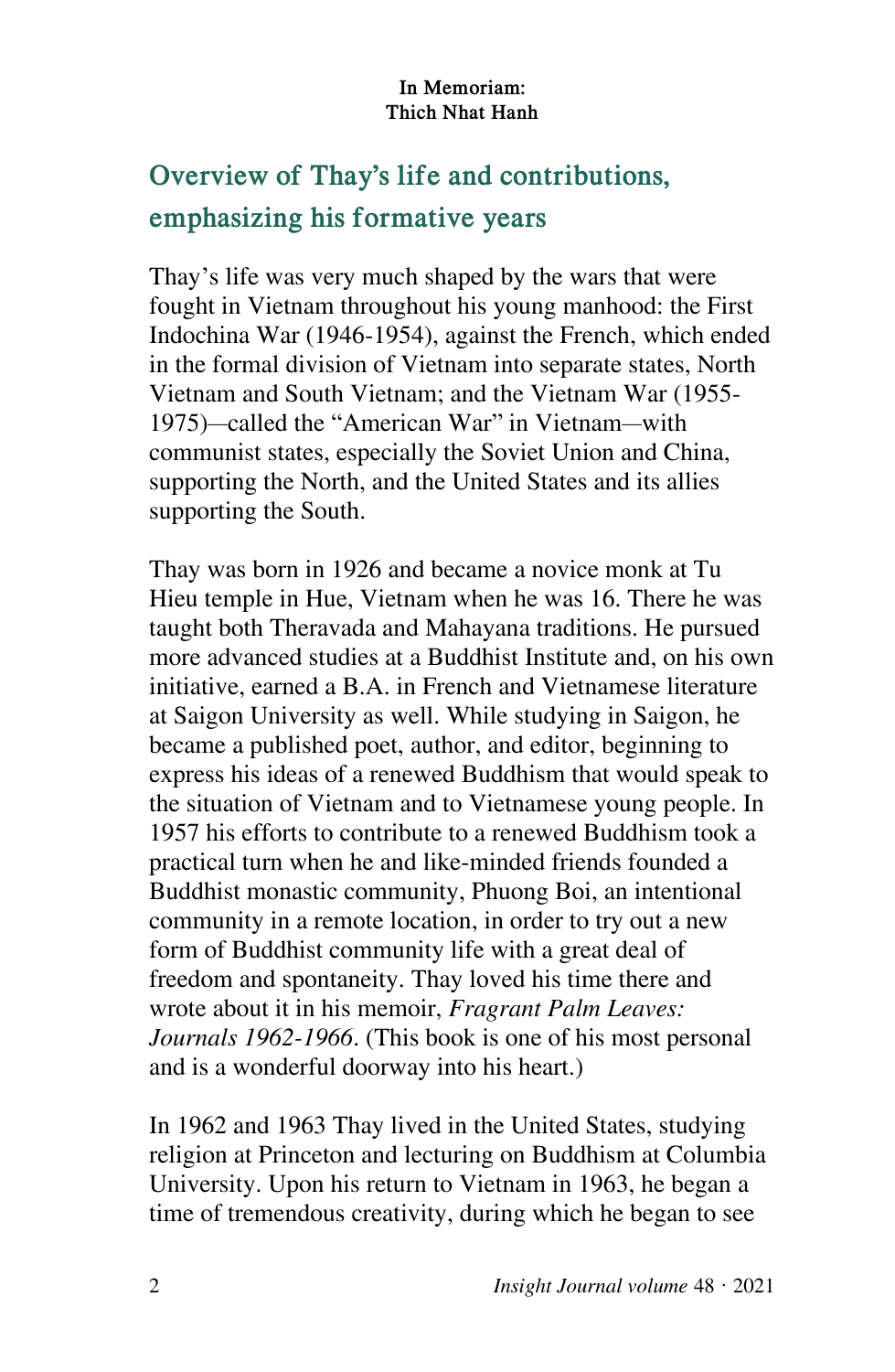**In Memoriam:**
**Thich Nhat Hanh**

## Overview of Thay's life and contributions, emphasizing his formative years

Thay's life was very much shaped by the wars that were fought in Vietnam throughout his young manhood: the First Indochina War (1946-1954), against the French, which ended in the formal division of Vietnam into separate states, North Vietnam and South Vietnam; and the Vietnam War (1955-1975)—called the "American War" in Vietnam—with communist states, especially the Soviet Union and China, supporting the North, and the United States and its allies supporting the South.

Thay was born in 1926 and became a novice monk at Tu Hieu temple in Hue, Vietnam when he was 16. There he was taught both Theravada and Mahayana traditions. He pursued more advanced studies at a Buddhist Institute and, on his own initiative, earned a B.A. in French and Vietnamese literature at Saigon University as well. While studying in Saigon, he became a published poet, author, and editor, beginning to express his ideas of a renewed Buddhism that would speak to the situation of Vietnam and to Vietnamese young people. In 1957 his efforts to contribute to a renewed Buddhism took a practical turn when he and like-minded friends founded a Buddhist monastic community, Phuong Boi, an intentional community in a remote location, in order to try out a new form of Buddhist community life with a great deal of freedom and spontaneity. Thay loved his time there and wrote about it in his memoir, *Fragrant Palm Leaves: Journals 1962-1966*. (This book is one of his most personal and is a wonderful doorway into his heart.)

In 1962 and 1963 Thay lived in the United States, studying religion at Princeton and lecturing on Buddhism at Columbia University. Upon his return to Vietnam in 1963, he began a time of tremendous creativity, during which he began to see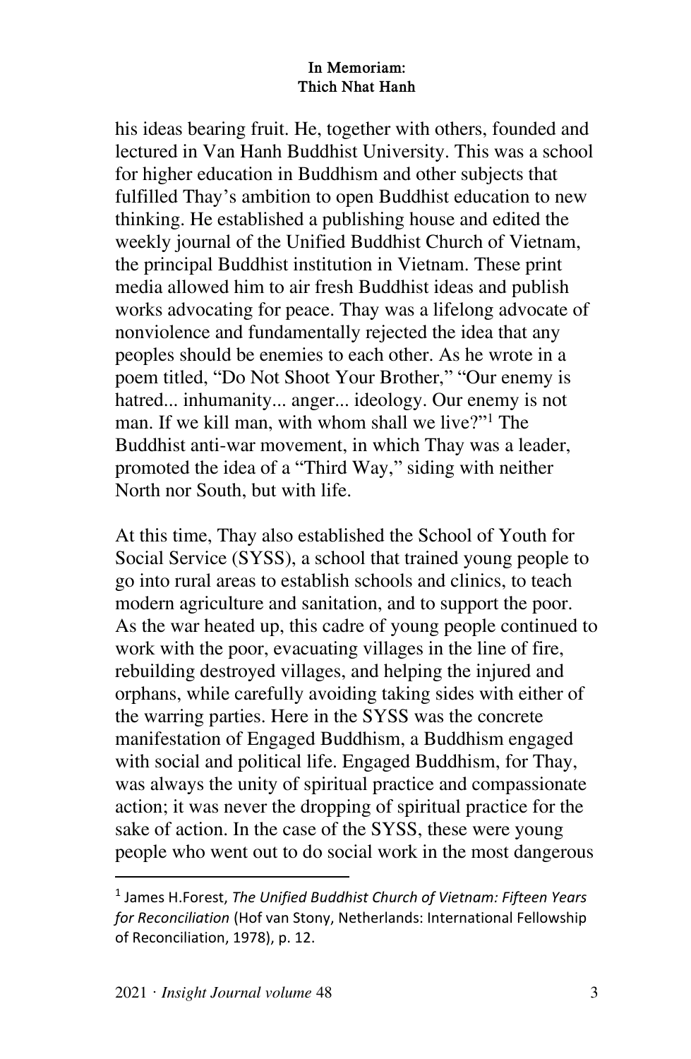his ideas bearing fruit. He, together with others, founded and lectured in Van Hanh Buddhist University. This was a school for higher education in Buddhism and other subjects that fulfilled Thay's ambition to open Buddhist education to new thinking. He established a publishing house and edited the weekly journal of the Unified Buddhist Church of Vietnam, the principal Buddhist institution in Vietnam. These print media allowed him to air fresh Buddhist ideas and publish works advocating for peace. Thay was a lifelong advocate of nonviolence and fundamentally rejected the idea that any peoples should be enemies to each other. As he wrote in a poem titled, "Do Not Shoot Your Brother," "Our enemy is hatred... inhumanity... anger... ideology. Our enemy is not man. If we kill man, with whom shall we live?"[1] The Buddhist anti-war movement, in which Thay was a leader, promoted the idea of a "Third Way," siding with neither North nor South, but with life.

At this time, Thay also established the School of Youth for Social Service (SYSS), a school that trained young people to go into rural areas to establish schools and clinics, to teach modern agriculture and sanitation, and to support the poor. As the war heated up, this cadre of young people continued to work with the poor, evacuating villages in the line of fire, rebuilding destroyed villages, and helping the injured and orphans, while carefully avoiding taking sides with either of the warring parties. Here in the SYSS was the concrete manifestation of Engaged Buddhism, a Buddhism engaged with social and political life. Engaged Buddhism, for Thay, was always the unity of spiritual practice and compassionate action; it was never the dropping of spiritual practice for the sake of action. In the case of the SYSS, these were young people who went out to do social work in the most dangerous

---

[1] James H.Forest, *The Unified Buddhist Church of Vietnam: Fifteen Years for Reconciliation* (Hof van Stony, Netherlands: International Fellowship of Reconciliation, 1978), p. 12.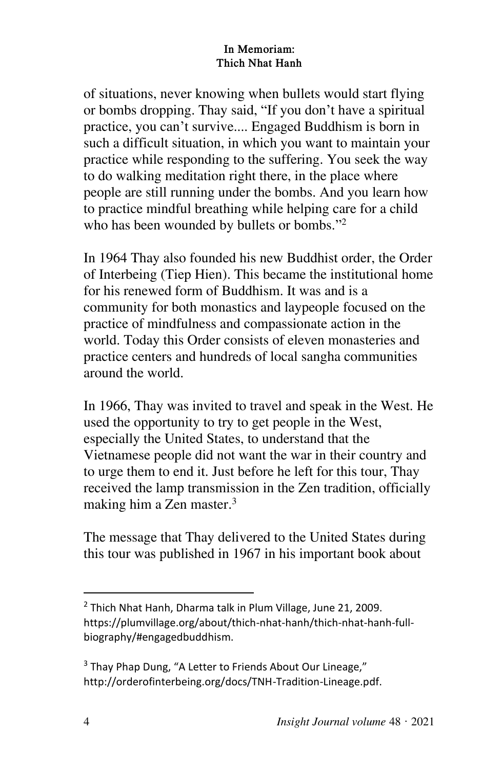of situations, never knowing when bullets would start flying or bombs dropping. Thay said, "If you don't have a spiritual practice, you can't survive.... Engaged Buddhism is born in such a difficult situation, in which you want to maintain your practice while responding to the suffering. You seek the way to do walking meditation right there, in the place where people are still running under the bombs. And you learn how to practice mindful breathing while helping care for a child who has been wounded by bullets or bombs."[2]

In 1964 Thay also founded his new Buddhist order, the Order of Interbeing (Tiep Hien). This became the institutional home for his renewed form of Buddhism. It was and is a community for both monastics and laypeople focused on the practice of mindfulness and compassionate action in the world. Today this Order consists of eleven monasteries and practice centers and hundreds of local sangha communities around the world.

In 1966, Thay was invited to travel and speak in the West. He used the opportunity to try to get people in the West, especially the United States, to understand that the Vietnamese people did not want the war in their country and to urge them to end it. Just before he left for this tour, Thay received the lamp transmission in the Zen tradition, officially making him a Zen master.[3]

The message that Thay delivered to the United States during this tour was published in 1967 in his important book about

---

[2] Thich Nhat Hanh, Dharma talk in Plum Village, June 21, 2009. https://plumvillage.org/about/thich-nhat-hanh/thich-nhat-hanh-full-biography/#engagedbuddhism.

[3] Thay Phap Dung, "A Letter to Friends About Our Lineage," http://orderofinterbeing.org/docs/TNH-Tradition-Lineage.pdf.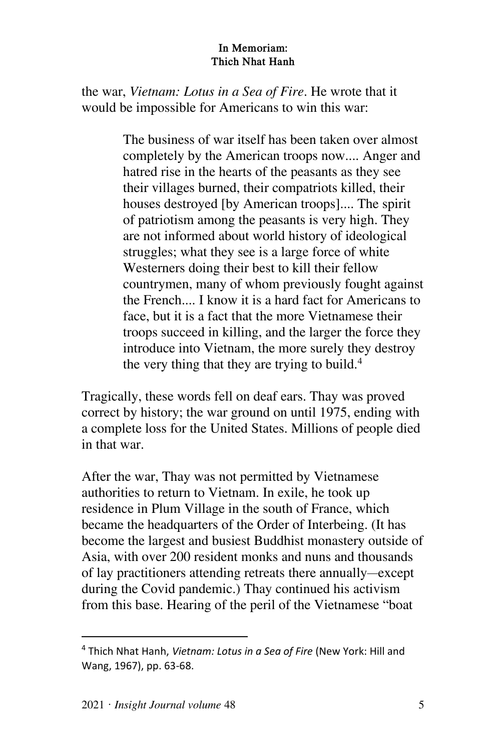the war, *Vietnam: Lotus in a Sea of Fire*. He wrote that it would be impossible for Americans to win this war:

> The business of war itself has been taken over almost completely by the American troops now.... Anger and hatred rise in the hearts of the peasants as they see their villages burned, their compatriots killed, their houses destroyed [by American troops].... The spirit of patriotism among the peasants is very high. They are not informed about world history of ideological struggles; what they see is a large force of white Westerners doing their best to kill their fellow countrymen, many of whom previously fought against the French.... I know it is a hard fact for Americans to face, but it is a fact that the more Vietnamese their troops succeed in killing, and the larger the force they introduce into Vietnam, the more surely they destroy the very thing that they are trying to build.[4]

Tragically, these words fell on deaf ears. Thay was proved correct by history; the war ground on until 1975, ending with a complete loss for the United States. Millions of people died in that war.

After the war, Thay was not permitted by Vietnamese authorities to return to Vietnam. In exile, he took up residence in Plum Village in the south of France, which became the headquarters of the Order of Interbeing. (It has become the largest and busiest Buddhist monastery outside of Asia, with over 200 resident monks and nuns and thousands of lay practitioners attending retreats there annually—except during the Covid pandemic.) Thay continued his activism from this base. Hearing of the peril of the Vietnamese "boat

---

[4] Thich Nhat Hanh, *Vietnam: Lotus in a Sea of Fire* (New York: Hill and Wang, 1967), pp. 63-68.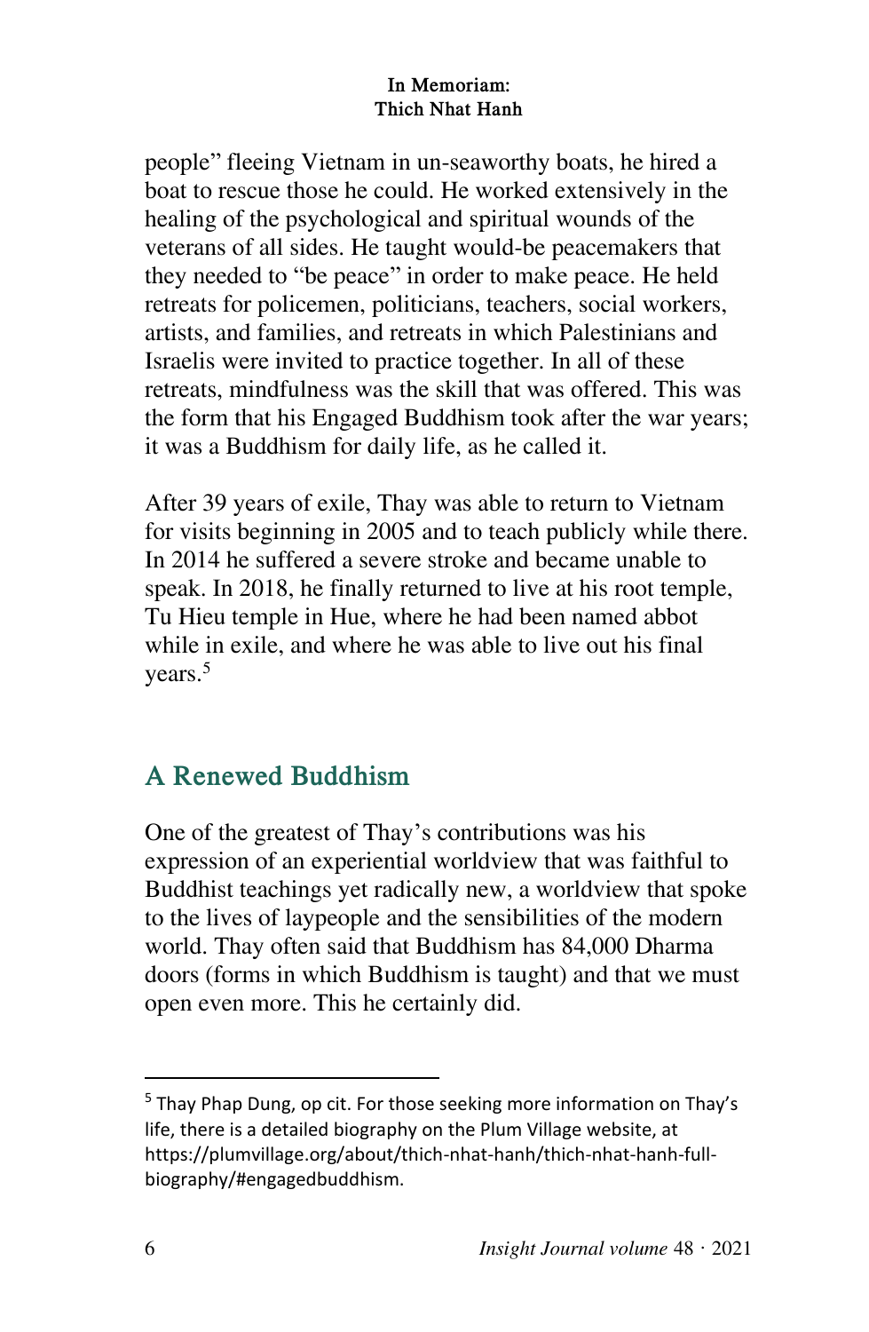people" fleeing Vietnam in un-seaworthy boats, he hired a boat to rescue those he could. He worked extensively in the healing of the psychological and spiritual wounds of the veterans of all sides. He taught would-be peacemakers that they needed to "be peace" in order to make peace. He held retreats for policemen, politicians, teachers, social workers, artists, and families, and retreats in which Palestinians and Israelis were invited to practice together. In all of these retreats, mindfulness was the skill that was offered. This was the form that his Engaged Buddhism took after the war years; it was a Buddhism for daily life, as he called it.

After 39 years of exile, Thay was able to return to Vietnam for visits beginning in 2005 and to teach publicly while there. In 2014 he suffered a severe stroke and became unable to speak. In 2018, he finally returned to live at his root temple, Tu Hieu temple in Hue, where he had been named abbot while in exile, and where he was able to live out his final years.[5]

## A Renewed Buddhism

One of the greatest of Thay's contributions was his expression of an experiential worldview that was faithful to Buddhist teachings yet radically new, a worldview that spoke to the lives of laypeople and the sensibilities of the modern world. Thay often said that Buddhism has 84,000 Dharma doors (forms in which Buddhism is taught) and that we must open even more. This he certainly did.

---

[5] Thay Phap Dung, op cit. For those seeking more information on Thay's life, there is a detailed biography on the Plum Village website, at https://plumvillage.org/about/thich-nhat-hanh/thich-nhat-hanh-full-biography/#engagedbuddhism.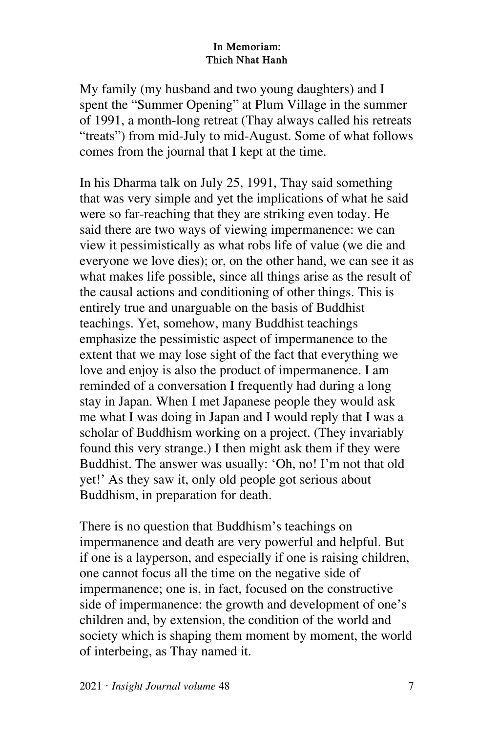## In Memoriam: Thich Nhat Hanh

My family (my husband and two young daughters) and I spent the "Summer Opening" at Plum Village in the summer of 1991, a month-long retreat (Thay always called his retreats "treats") from mid-July to mid-August. Some of what follows comes from the journal that I kept at the time.

In his Dharma talk on July 25, 1991, Thay said something that was very simple and yet the implications of what he said were so far-reaching that they are striking even today. He said there are two ways of viewing impermanence: we can view it pessimistically as what robs life of value (we die and everyone we love dies); or, on the other hand, we can see it as what makes life possible, since all things arise as the result of the causal actions and conditioning of other things. This is entirely true and unarguable on the basis of Buddhist teachings. Yet, somehow, many Buddhist teachings emphasize the pessimistic aspect of impermanence to the extent that we may lose sight of the fact that everything we love and enjoy is also the product of impermanence. I am reminded of a conversation I frequently had during a long stay in Japan. When I met Japanese people they would ask me what I was doing in Japan and I would reply that I was a scholar of Buddhism working on a project. (They invariably found this very strange.) I then might ask them if they were Buddhist. The answer was usually: 'Oh, no! I'm not that old yet!' As they saw it, only old people got serious about Buddhism, in preparation for death.

There is no question that Buddhism's teachings on impermanence and death are very powerful and helpful. But if one is a layperson, and especially if one is raising children, one cannot focus all the time on the negative side of impermanence; one is, in fact, focused on the constructive side of impermanence: the growth and development of one's children and, by extension, the condition of the world and society which is shaping them moment by moment, the world of interbeing, as Thay named it.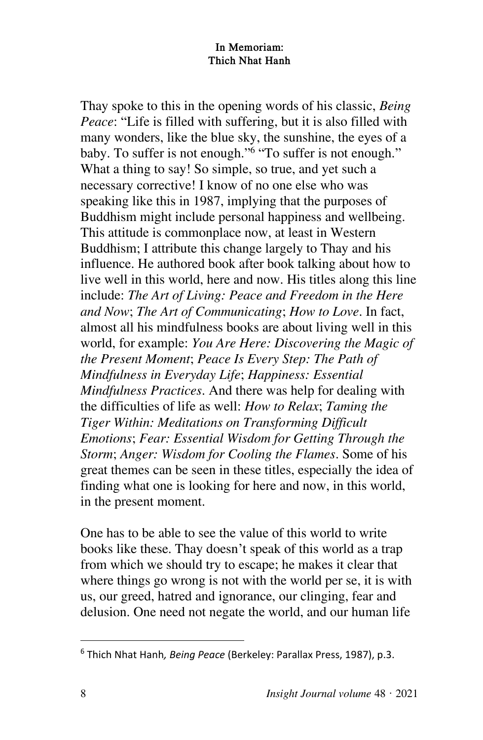Thay spoke to this in the opening words of his classic, *Being Peace*: "Life is filled with suffering, but it is also filled with many wonders, like the blue sky, the sunshine, the eyes of a baby. To suffer is not enough."[6] "To suffer is not enough." What a thing to say! So simple, so true, and yet such a necessary corrective! I know of no one else who was speaking like this in 1987, implying that the purposes of Buddhism might include personal happiness and wellbeing. This attitude is commonplace now, at least in Western Buddhism; I attribute this change largely to Thay and his influence. He authored book after book talking about how to live well in this world, here and now. His titles along this line include: *The Art of Living: Peace and Freedom in the Here and Now*; *The Art of Communicating*; *How to Love*. In fact, almost all his mindfulness books are about living well in this world, for example: *You Are Here: Discovering the Magic of the Present Moment*; *Peace Is Every Step: The Path of Mindfulness in Everyday Life*; *Happiness: Essential Mindfulness Practices*. And there was help for dealing with the difficulties of life as well: *How to Relax*; *Taming the Tiger Within: Meditations on Transforming Difficult Emotions*; *Fear: Essential Wisdom for Getting Through the Storm*; *Anger: Wisdom for Cooling the Flames*. Some of his great themes can be seen in these titles, especially the idea of finding what one is looking for here and now, in this world, in the present moment.

One has to be able to see the value of this world to write books like these. Thay doesn't speak of this world as a trap from which we should try to escape; he makes it clear that where things go wrong is not with the world per se, it is with us, our greed, hatred and ignorance, our clinging, fear and delusion. One need not negate the world, and our human life

---

[6] Thich Nhat Hanh, *Being Peace* (Berkeley: Parallax Press, 1987), p.3.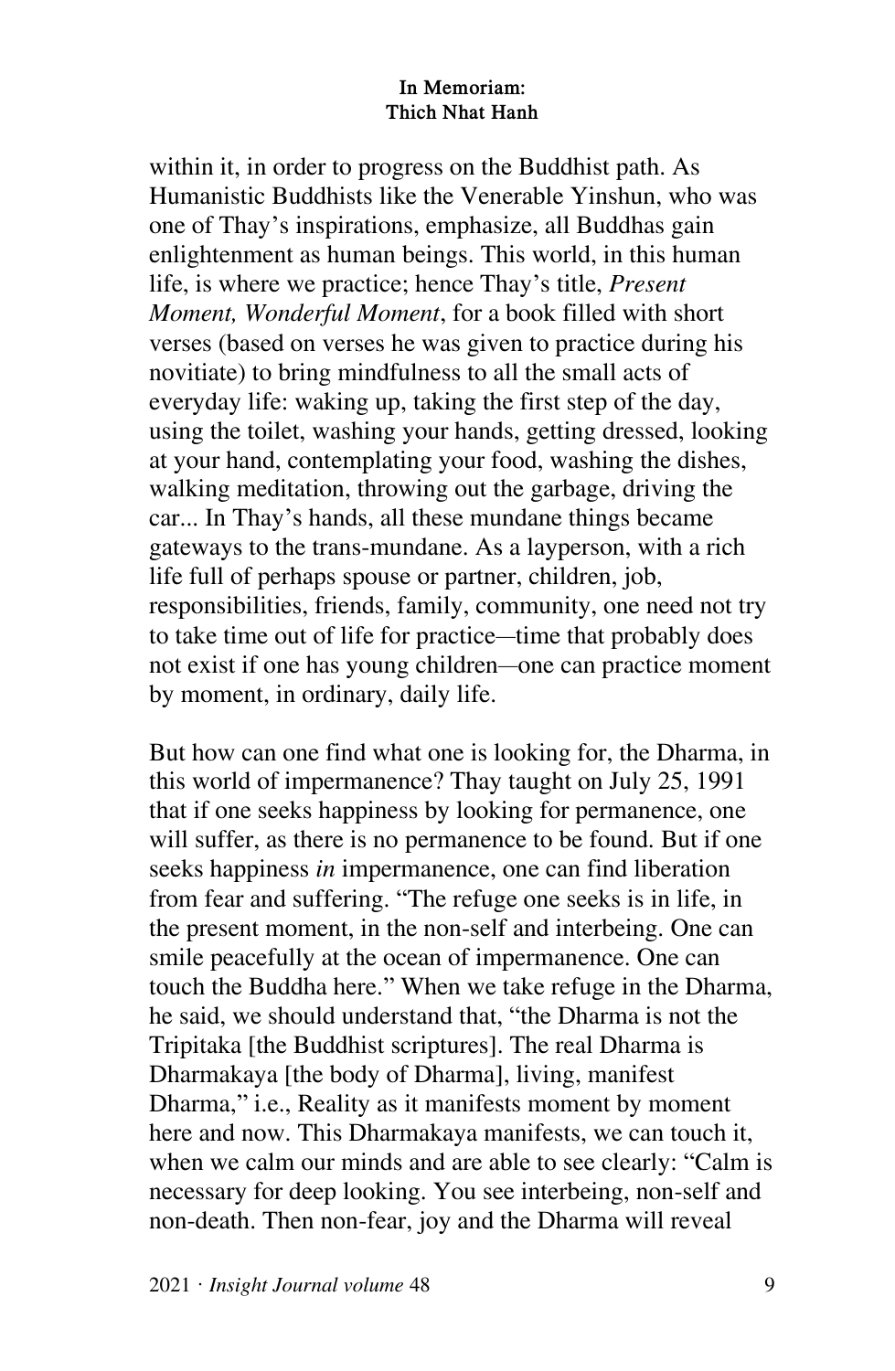within it, in order to progress on the Buddhist path. As Humanistic Buddhists like the Venerable Yinshun, who was one of Thay's inspirations, emphasize, all Buddhas gain enlightenment as human beings. This world, in this human life, is where we practice; hence Thay's title, *Present Moment, Wonderful Moment*, for a book filled with short verses (based on verses he was given to practice during his novitiate) to bring mindfulness to all the small acts of everyday life: waking up, taking the first step of the day, using the toilet, washing your hands, getting dressed, looking at your hand, contemplating your food, washing the dishes, walking meditation, throwing out the garbage, driving the car... In Thay's hands, all these mundane things became gateways to the trans-mundane. As a layperson, with a rich life full of perhaps spouse or partner, children, job, responsibilities, friends, family, community, one need not try to take time out of life for practice—time that probably does not exist if one has young children—one can practice moment by moment, in ordinary, daily life.

But how can one find what one is looking for, the Dharma, in this world of impermanence? Thay taught on July 25, 1991 that if one seeks happiness by looking for permanence, one will suffer, as there is no permanence to be found. But if one seeks happiness *in* impermanence, one can find liberation from fear and suffering. "The refuge one seeks is in life, in the present moment, in the non-self and interbeing. One can smile peacefully at the ocean of impermanence. One can touch the Buddha here." When we take refuge in the Dharma, he said, we should understand that, "the Dharma is not the Tripitaka [the Buddhist scriptures]. The real Dharma is Dharmakaya [the body of Dharma], living, manifest Dharma," i.e., Reality as it manifests moment by moment here and now. This Dharmakaya manifests, we can touch it, when we calm our minds and are able to see clearly: "Calm is necessary for deep looking. You see interbeing, non-self and non-death. Then non-fear, joy and the Dharma will reveal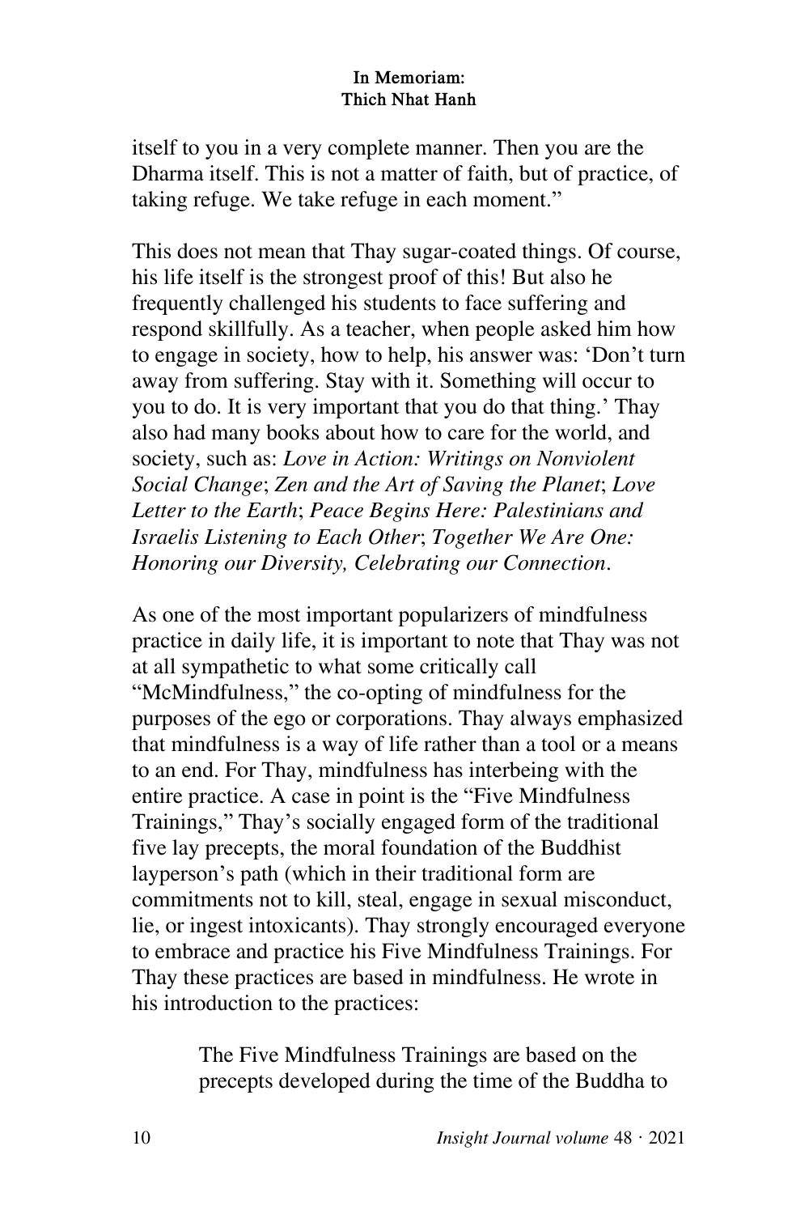itself to you in a very complete manner. Then you are the Dharma itself. This is not a matter of faith, but of practice, of taking refuge. We take refuge in each moment."

This does not mean that Thay sugar-coated things. Of course, his life itself is the strongest proof of this! But also he frequently challenged his students to face suffering and respond skillfully. As a teacher, when people asked him how to engage in society, how to help, his answer was: 'Don't turn away from suffering. Stay with it. Something will occur to you to do. It is very important that you do that thing.' Thay also had many books about how to care for the world, and society, such as: *Love in Action: Writings on Nonviolent Social Change*; *Zen and the Art of Saving the Planet*; *Love Letter to the Earth*; *Peace Begins Here: Palestinians and Israelis Listening to Each Other*; *Together We Are One: Honoring our Diversity, Celebrating our Connection*.

As one of the most important popularizers of mindfulness practice in daily life, it is important to note that Thay was not at all sympathetic to what some critically call "McMindfulness," the co-opting of mindfulness for the purposes of the ego or corporations. Thay always emphasized that mindfulness is a way of life rather than a tool or a means to an end. For Thay, mindfulness has interbeing with the entire practice. A case in point is the "Five Mindfulness Trainings," Thay's socially engaged form of the traditional five lay precepts, the moral foundation of the Buddhist layperson's path (which in their traditional form are commitments not to kill, steal, engage in sexual misconduct, lie, or ingest intoxicants). Thay strongly encouraged everyone to embrace and practice his Five Mindfulness Trainings. For Thay these practices are based in mindfulness. He wrote in his introduction to the practices:

> The Five Mindfulness Trainings are based on the precepts developed during the time of the Buddha to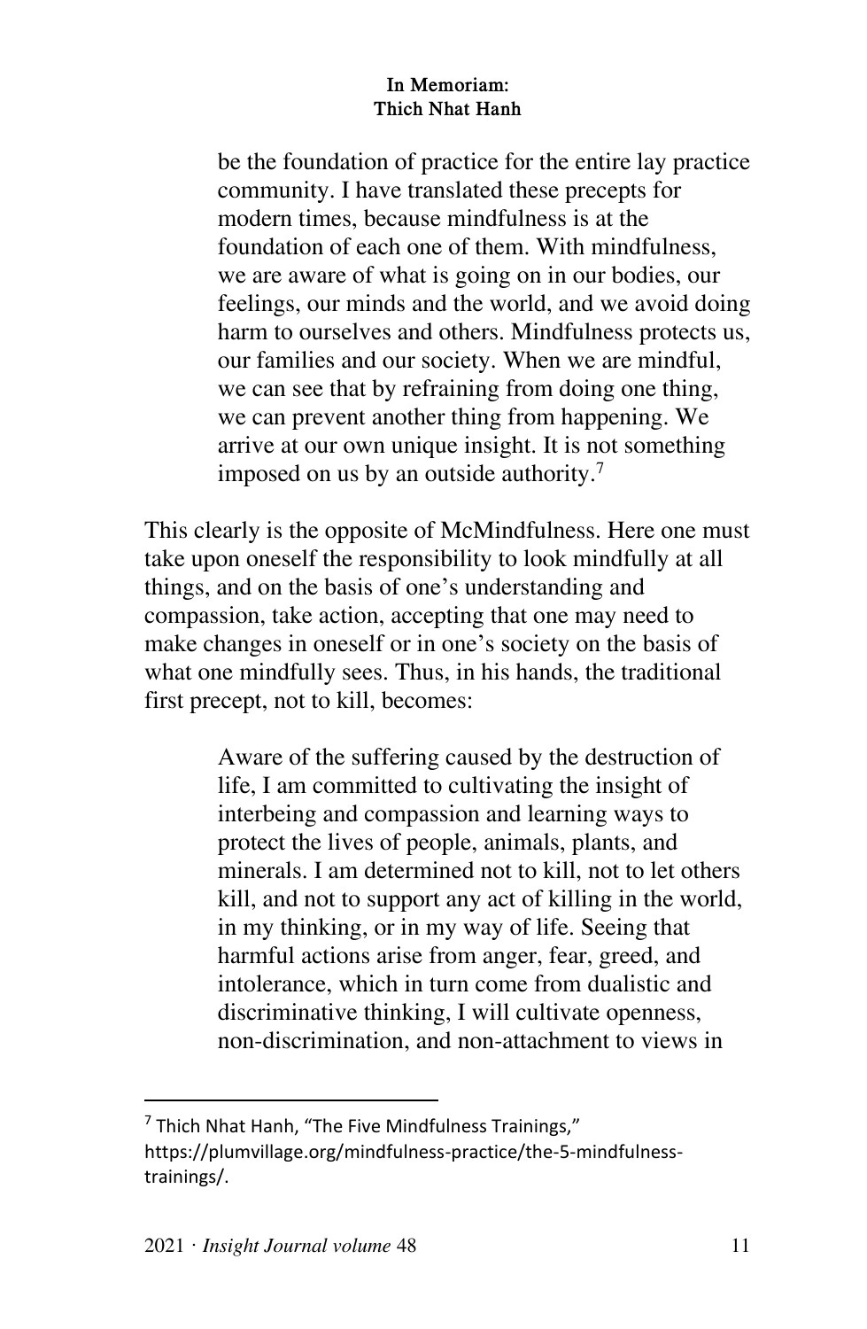> be the foundation of practice for the entire lay practice community. I have translated these precepts for modern times, because mindfulness is at the foundation of each one of them. With mindfulness, we are aware of what is going on in our bodies, our feelings, our minds and the world, and we avoid doing harm to ourselves and others. Mindfulness protects us, our families and our society. When we are mindful, we can see that by refraining from doing one thing, we can prevent another thing from happening. We arrive at our own unique insight. It is not something imposed on us by an outside authority.[7]

This clearly is the opposite of McMindfulness. Here one must take upon oneself the responsibility to look mindfully at all things, and on the basis of one's understanding and compassion, take action, accepting that one may need to make changes in oneself or in one's society on the basis of what one mindfully sees. Thus, in his hands, the traditional first precept, not to kill, becomes:

> Aware of the suffering caused by the destruction of life, I am committed to cultivating the insight of interbeing and compassion and learning ways to protect the lives of people, animals, plants, and minerals. I am determined not to kill, not to let others kill, and not to support any act of killing in the world, in my thinking, or in my way of life. Seeing that harmful actions arise from anger, fear, greed, and intolerance, which in turn come from dualistic and discriminative thinking, I will cultivate openness, non-discrimination, and non-attachment to views in

---

[7] Thich Nhat Hanh, "The Five Mindfulness Trainings," https://plumvillage.org/mindfulness-practice/the-5-mindfulness-trainings/.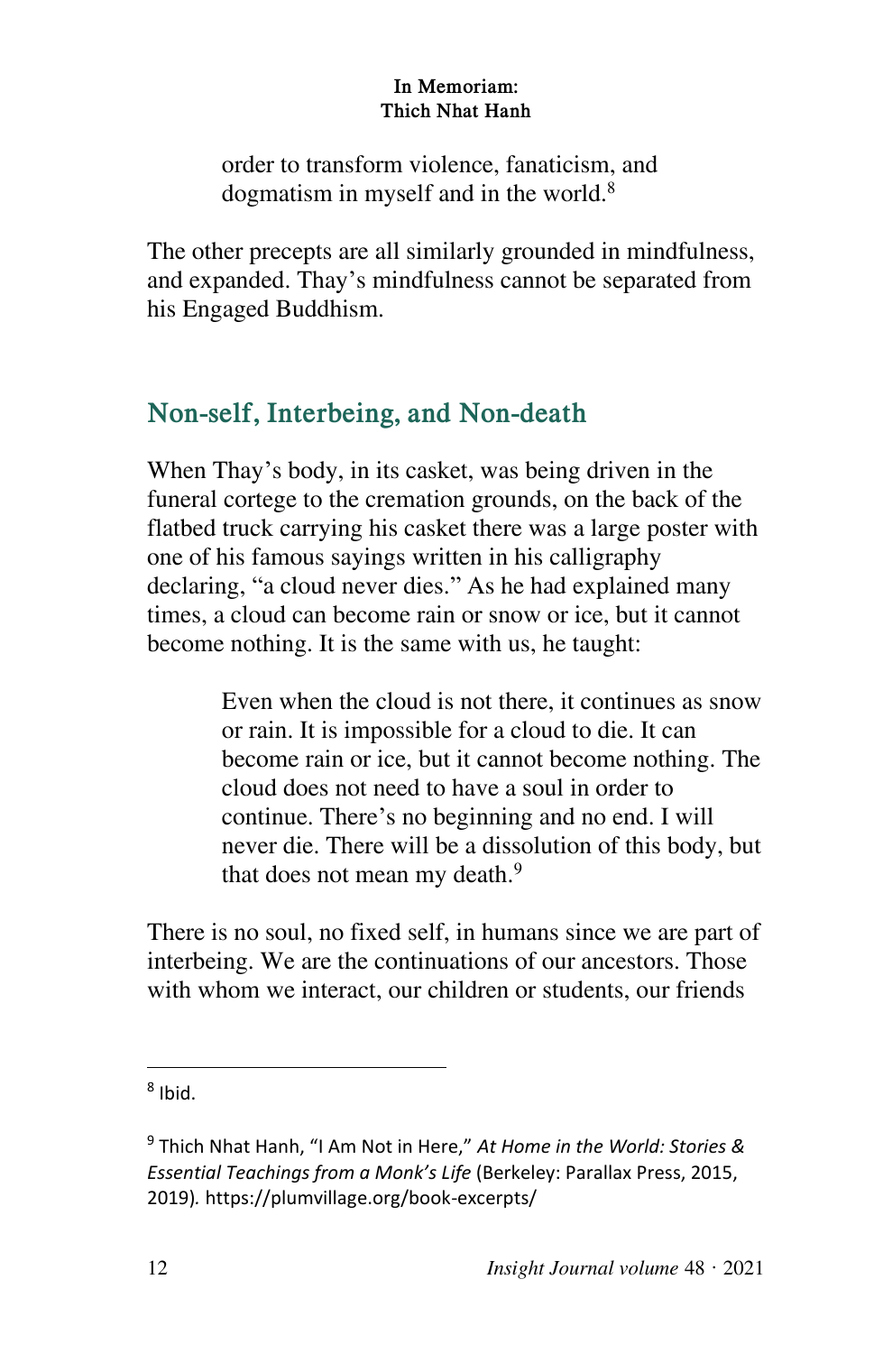> order to transform violence, fanaticism, and dogmatism in myself and in the world.[8]

The other precepts are all similarly grounded in mindfulness, and expanded. Thay's mindfulness cannot be separated from his Engaged Buddhism.

## Non-self, Interbeing, and Non-death

When Thay's body, in its casket, was being driven in the funeral cortege to the cremation grounds, on the back of the flatbed truck carrying his casket there was a large poster with one of his famous sayings written in his calligraphy declaring, "a cloud never dies." As he had explained many times, a cloud can become rain or snow or ice, but it cannot become nothing. It is the same with us, he taught:

> Even when the cloud is not there, it continues as snow or rain. It is impossible for a cloud to die. It can become rain or ice, but it cannot become nothing. The cloud does not need to have a soul in order to continue. There's no beginning and no end. I will never die. There will be a dissolution of this body, but that does not mean my death.[9]

There is no soul, no fixed self, in humans since we are part of interbeing. We are the continuations of our ancestors. Those with whom we interact, our children or students, our friends

---

[8] Ibid.

[9] Thich Nhat Hanh, "I Am Not in Here," *At Home in the World: Stories & Essential Teachings from a Monk's Life* (Berkeley: Parallax Press, 2015, 2019). https://plumvillage.org/book-excerpts/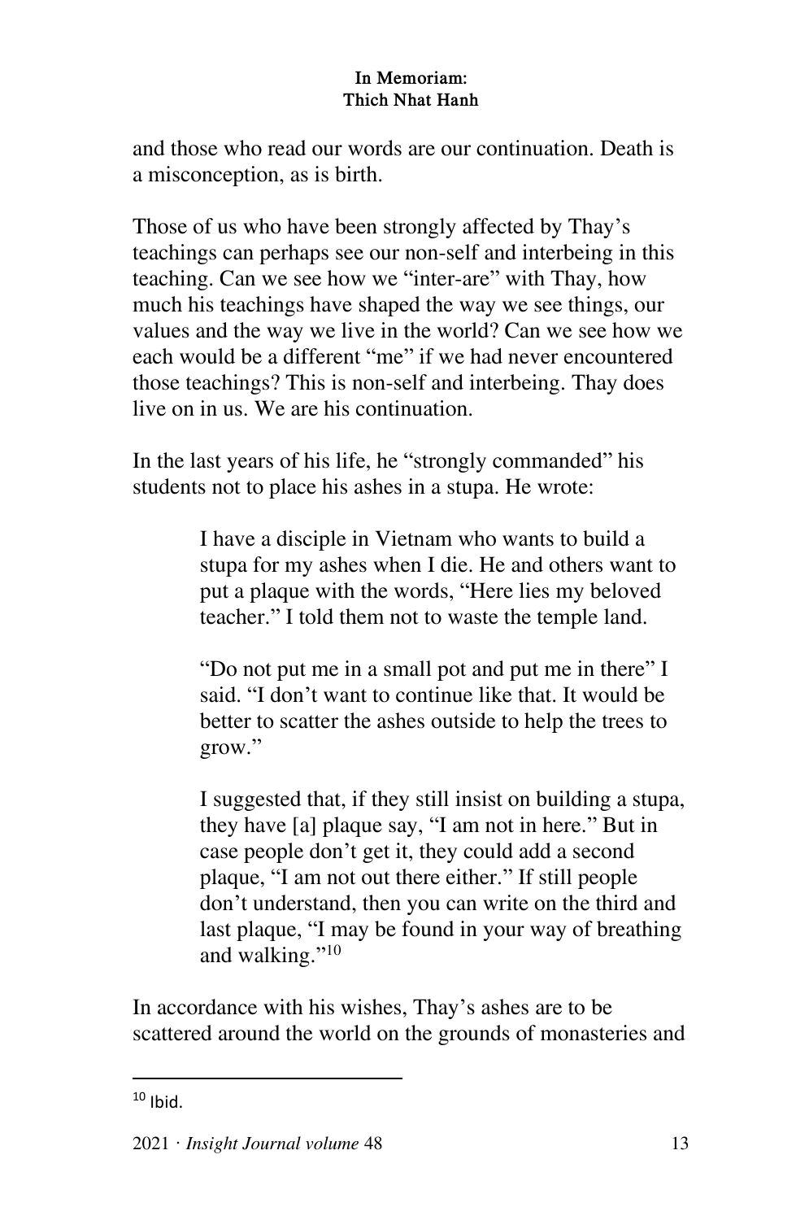and those who read our words are our continuation. Death is a misconception, as is birth.

Those of us who have been strongly affected by Thay's teachings can perhaps see our non-self and interbeing in this teaching. Can we see how we "inter-are" with Thay, how much his teachings have shaped the way we see things, our values and the way we live in the world? Can we see how we each would be a different "me" if we had never encountered those teachings? This is non-self and interbeing. Thay does live on in us. We are his continuation.

In the last years of his life, he "strongly commanded" his students not to place his ashes in a stupa. He wrote:

> I have a disciple in Vietnam who wants to build a stupa for my ashes when I die. He and others want to put a plaque with the words, "Here lies my beloved teacher." I told them not to waste the temple land.
>
> "Do not put me in a small pot and put me in there" I said. "I don't want to continue like that. It would be better to scatter the ashes outside to help the trees to grow."
>
> I suggested that, if they still insist on building a stupa, they have [a] plaque say, "I am not in here." But in case people don't get it, they could add a second plaque, "I am not out there either." If still people don't understand, then you can write on the third and last plaque, "I may be found in your way of breathing and walking."[10]

In accordance with his wishes, Thay's ashes are to be scattered around the world on the grounds of monasteries and

[10] Ibid.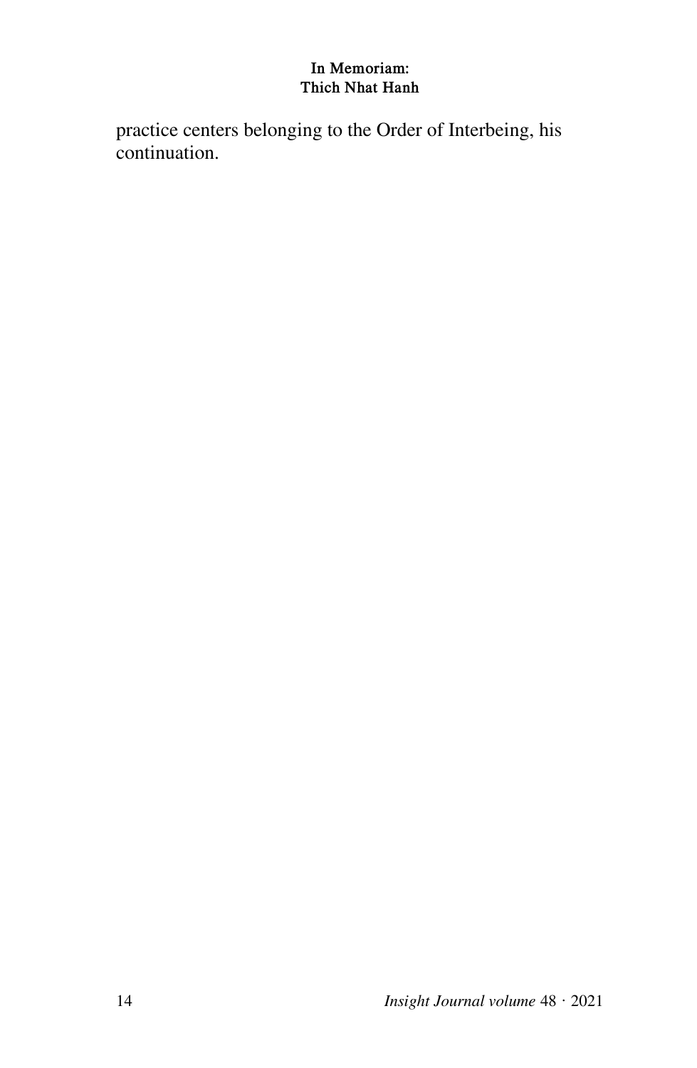practice centers belonging to the Order of Interbeing, his continuation.